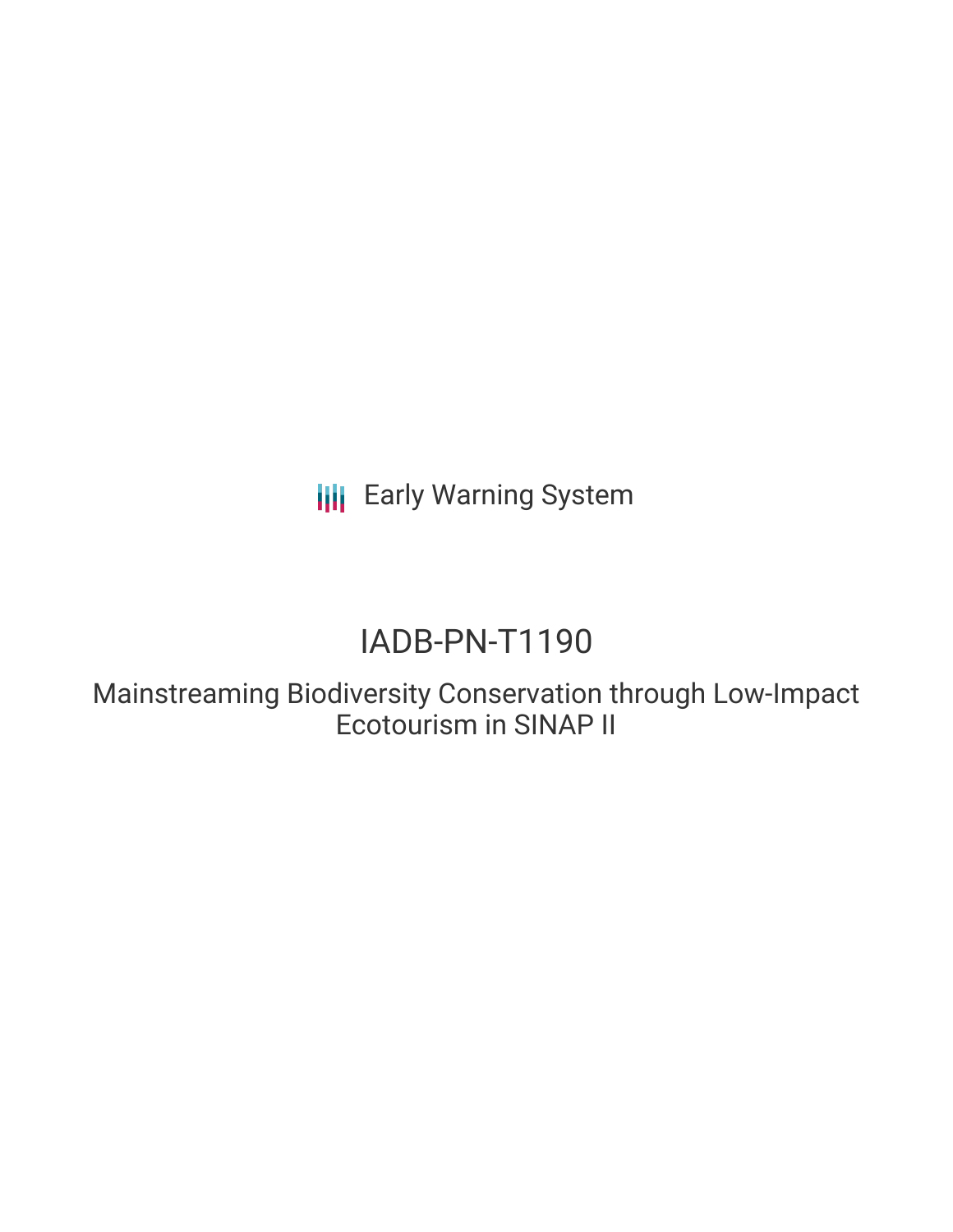Early Warning System

# IADB-PN-T1190

## Mainstreaming Biodiversity Conservation through Low-Impact Ecotourism in SINAP II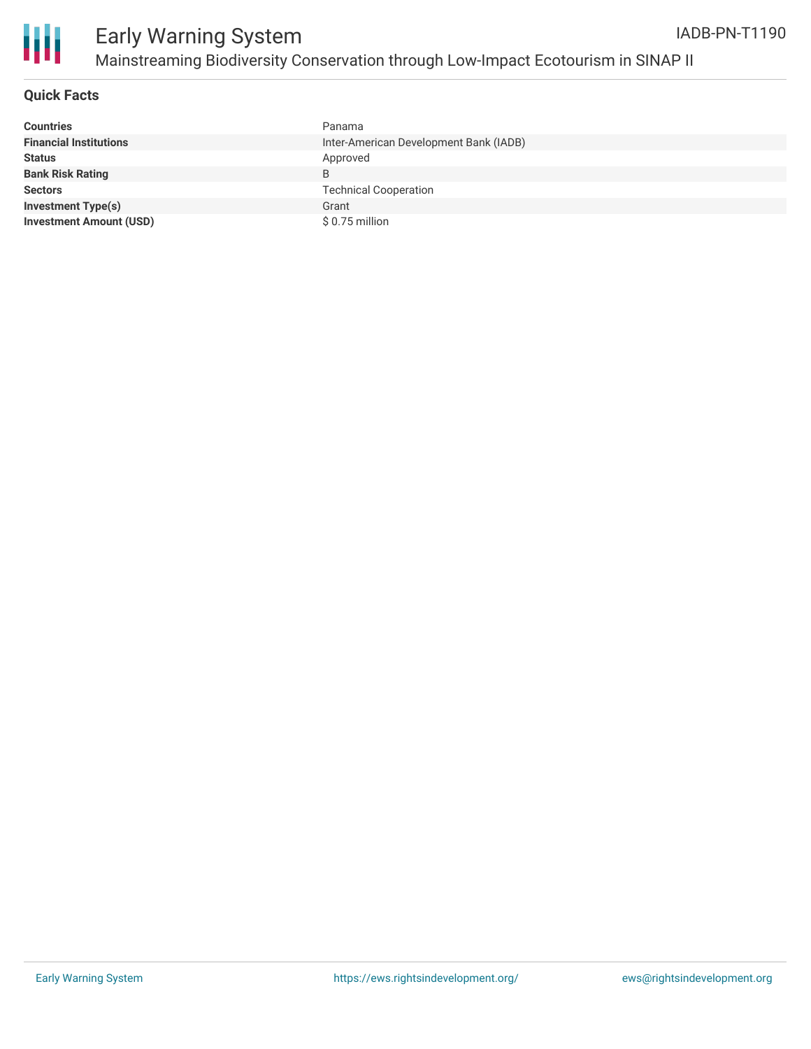## Quick Facts

| | |
|---|---|
| **Countries** | Panama |
| **Financial Institutions** | Inter-American Development Bank (IADB) |
| **Status** | Approved |
| **Bank Risk Rating** | B |
| **Sectors** | Technical Cooperation |
| **Investment Type(s)** | Grant |
| **Investment Amount (USD)** | $ 0.75 million |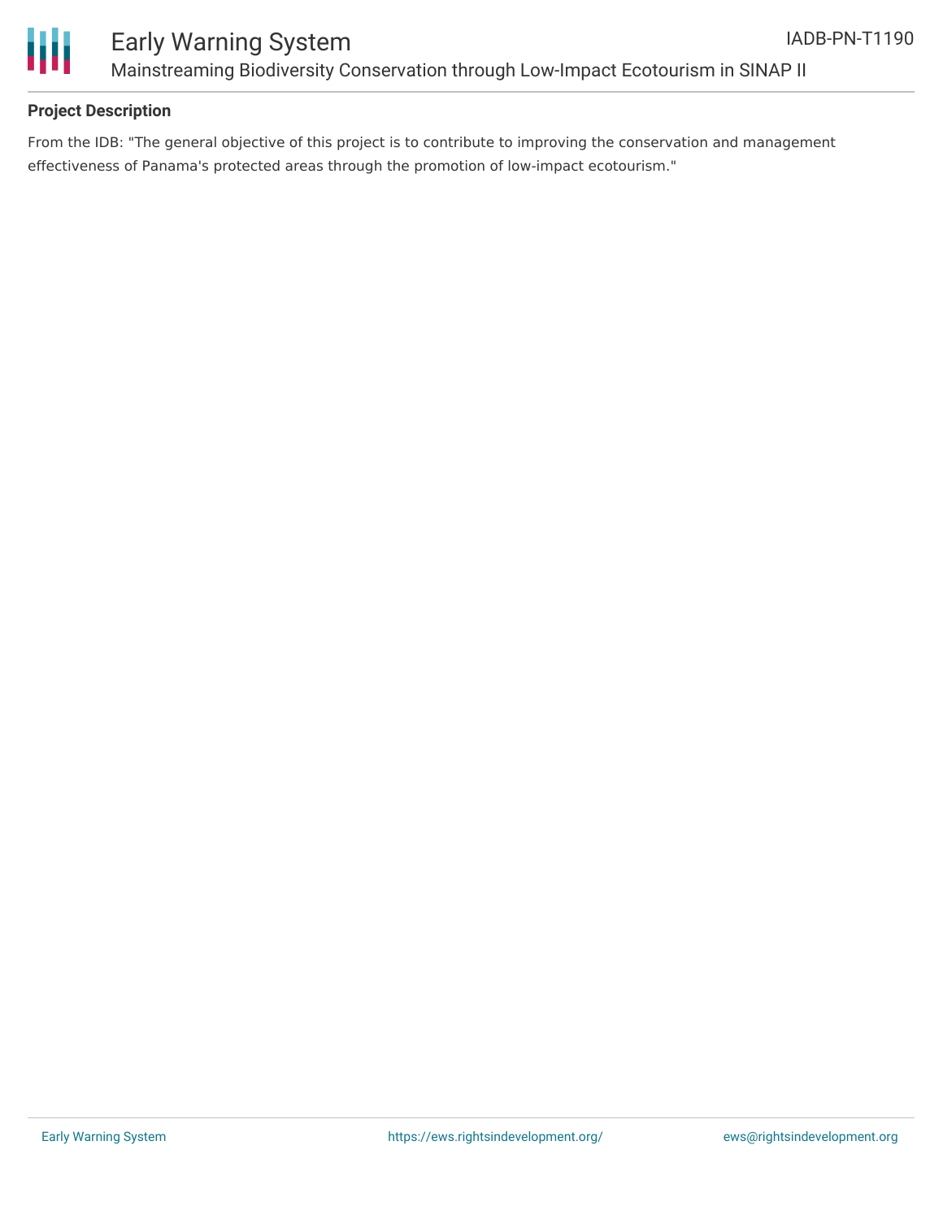## Project Description

From the IDB: "The general objective of this project is to contribute to improving the conservation and management effectiveness of Panama's protected areas through the promotion of low-impact ecotourism."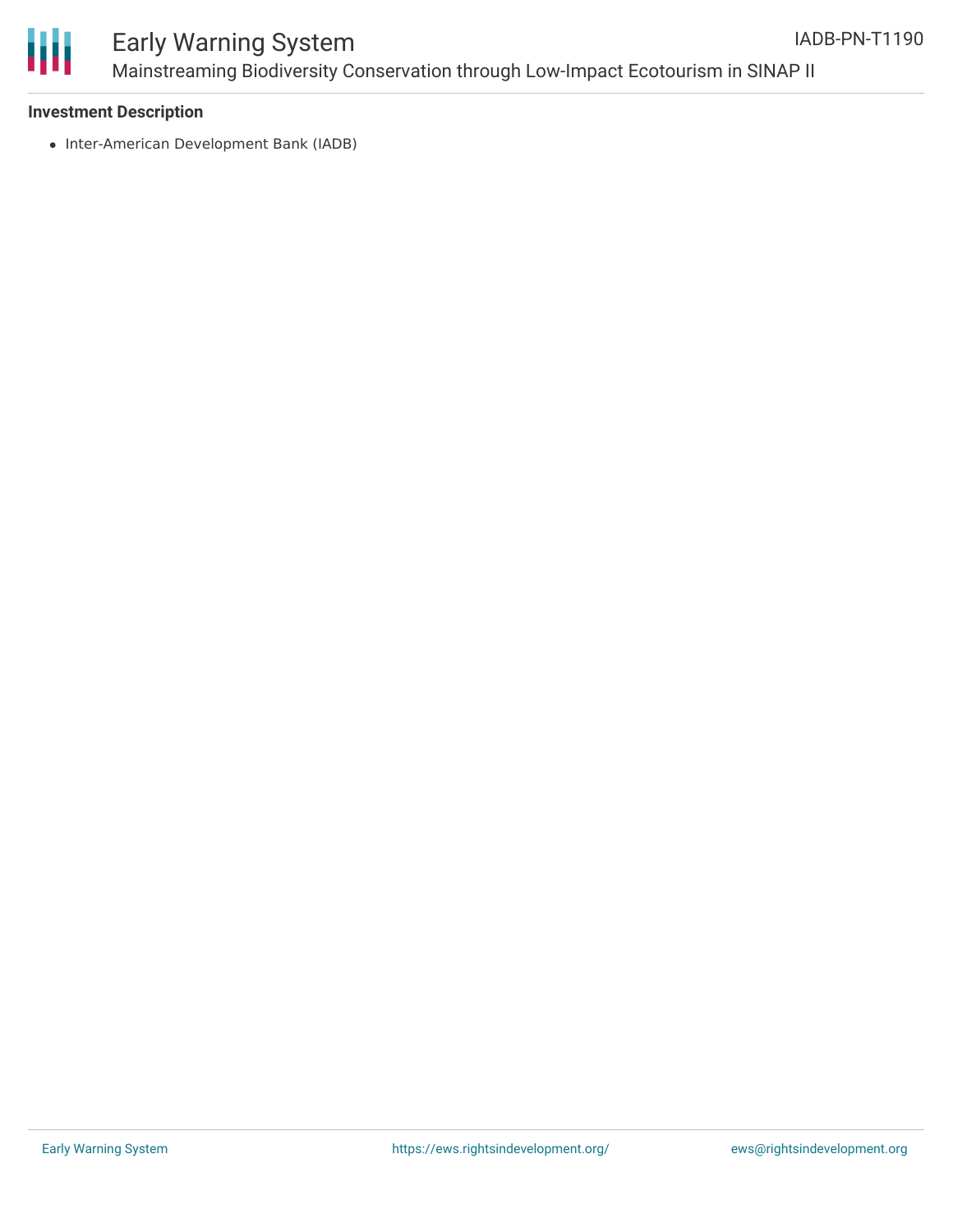**Investment Description**

- Inter-American Development Bank (IADB)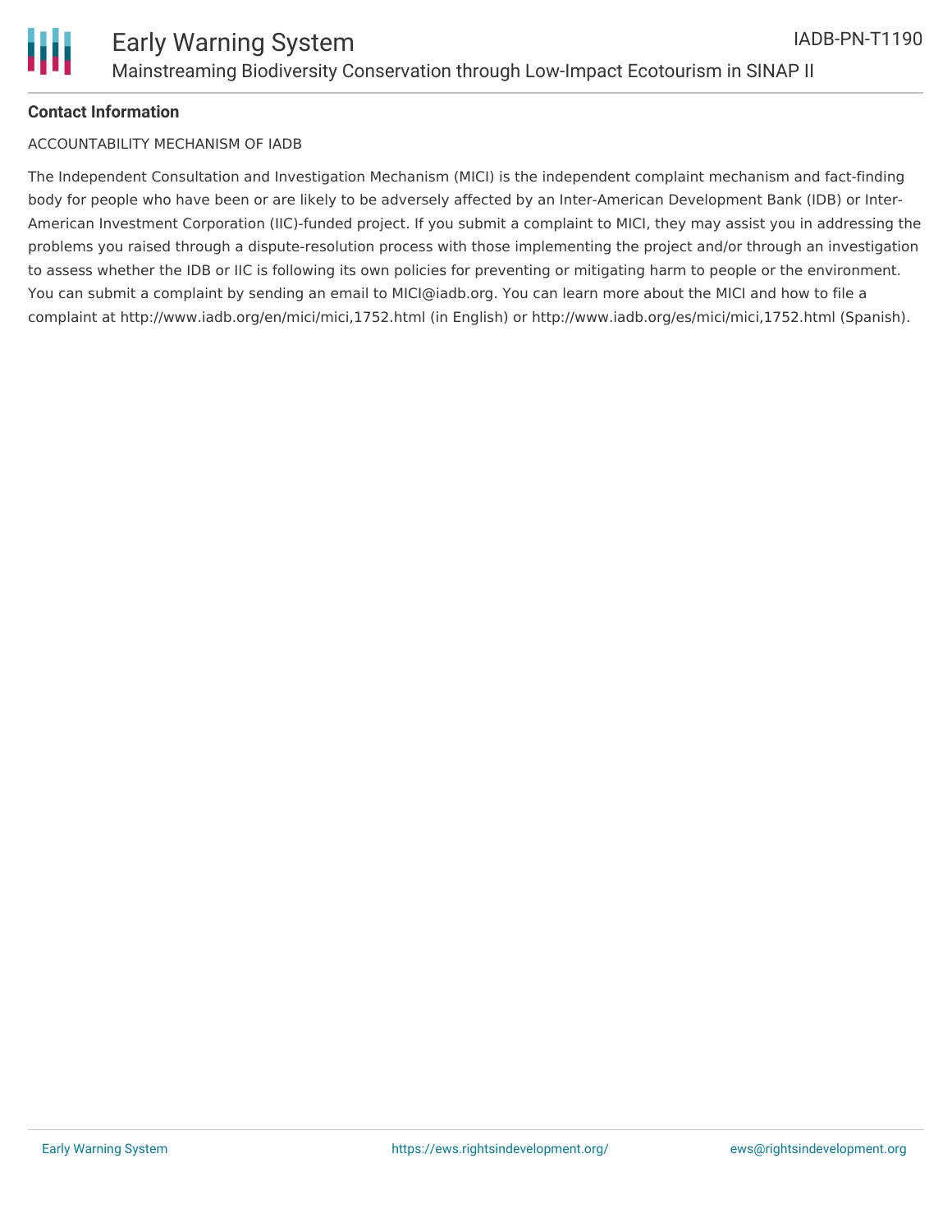**Contact Information**

ACCOUNTABILITY MECHANISM OF IADB

The Independent Consultation and Investigation Mechanism (MICI) is the independent complaint mechanism and fact-finding body for people who have been or are likely to be adversely affected by an Inter-American Development Bank (IDB) or Inter-American Investment Corporation (IIC)-funded project. If you submit a complaint to MICI, they may assist you in addressing the problems you raised through a dispute-resolution process with those implementing the project and/or through an investigation to assess whether the IDB or IIC is following its own policies for preventing or mitigating harm to people or the environment. You can submit a complaint by sending an email to MICI@iadb.org. You can learn more about the MICI and how to file a complaint at http://www.iadb.org/en/mici/mici,1752.html (in English) or http://www.iadb.org/es/mici/mici,1752.html (Spanish).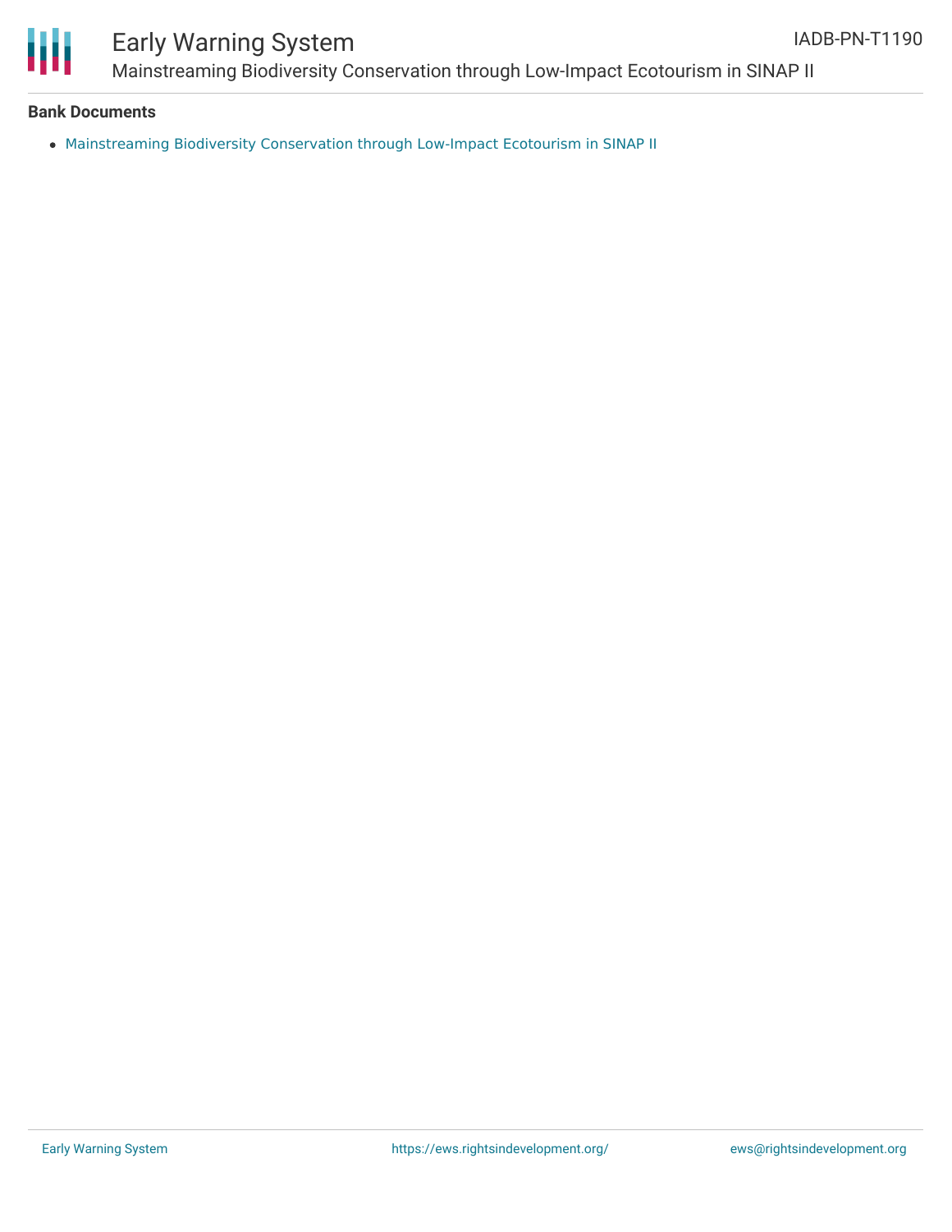**Bank Documents**

- Mainstreaming Biodiversity Conservation through Low-Impact Ecotourism in SINAP II